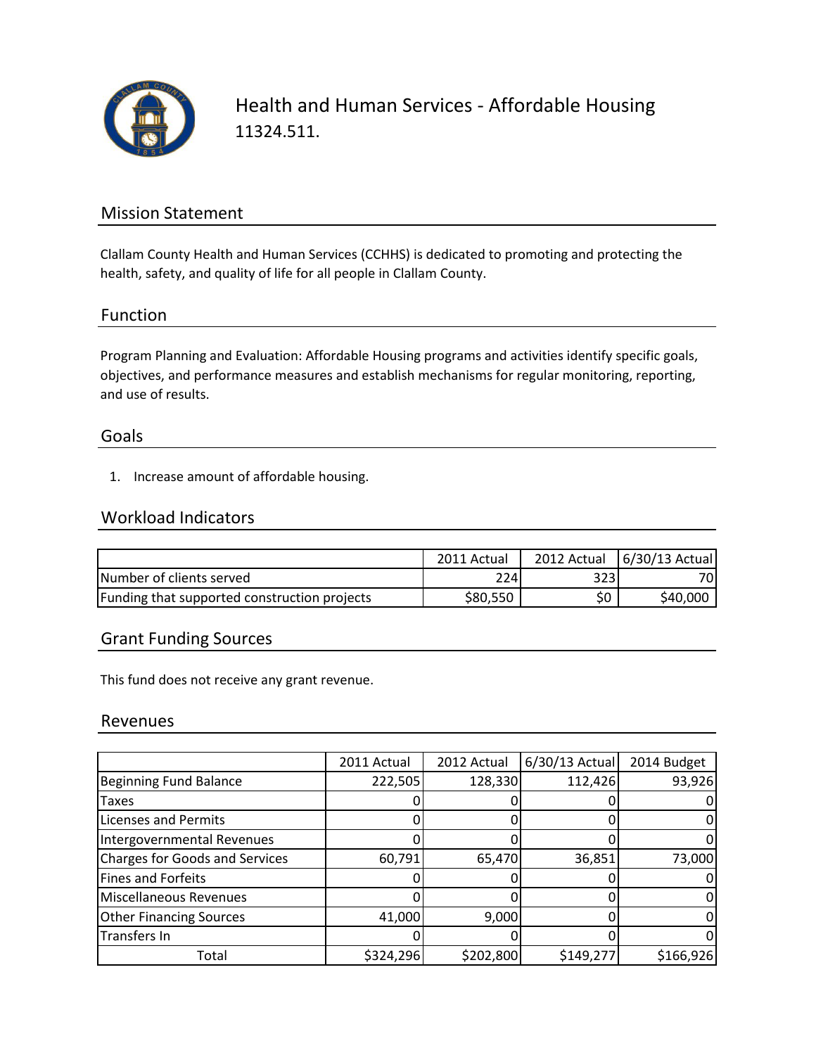# Health and Human Services - Affordable Housing

11324.511.

## Mission Statement

Clallam County Health and Human Services (CCHHS) is dedicated to promoting and protecting the health, safety, and quality of life for all people in Clallam County.

## Function

Program Planning and Evaluation: Affordable Housing programs and activities identify specific goals, objectives, and performance measures and establish mechanisms for regular monitoring, reporting, and use of results.

## Goals

1. Increase amount of affordable housing.

## Workload Indicators

| | 2011 Actual | 2012 Actual | 6/30/13 Actual |
|---|---|---|---|
| Number of clients served | 224 | 323 | 70 |
| Funding that supported construction projects | $80,550 | $0 | $40,000 |

## Grant Funding Sources

This fund does not receive any grant revenue.

## Revenues

| | 2011 Actual | 2012 Actual | 6/30/13 Actual | 2014 Budget |
|---|---|---|---|---|
| Beginning Fund Balance | 222,505 | 128,330 | 112,426 | 93,926 |
| Taxes | 0 | 0 | 0 | 0 |
| Licenses and Permits | 0 | 0 | 0 | 0 |
| Intergovernmental Revenues | 0 | 0 | 0 | 0 |
| Charges for Goods and Services | 60,791 | 65,470 | 36,851 | 73,000 |
| Fines and Forfeits | 0 | 0 | 0 | 0 |
| Miscellaneous Revenues | 0 | 0 | 0 | 0 |
| Other Financing Sources | 41,000 | 9,000 | 0 | 0 |
| Transfers In | 0 | 0 | 0 | 0 |
| Total | $324,296 | $202,800 | $149,277 | $166,926 |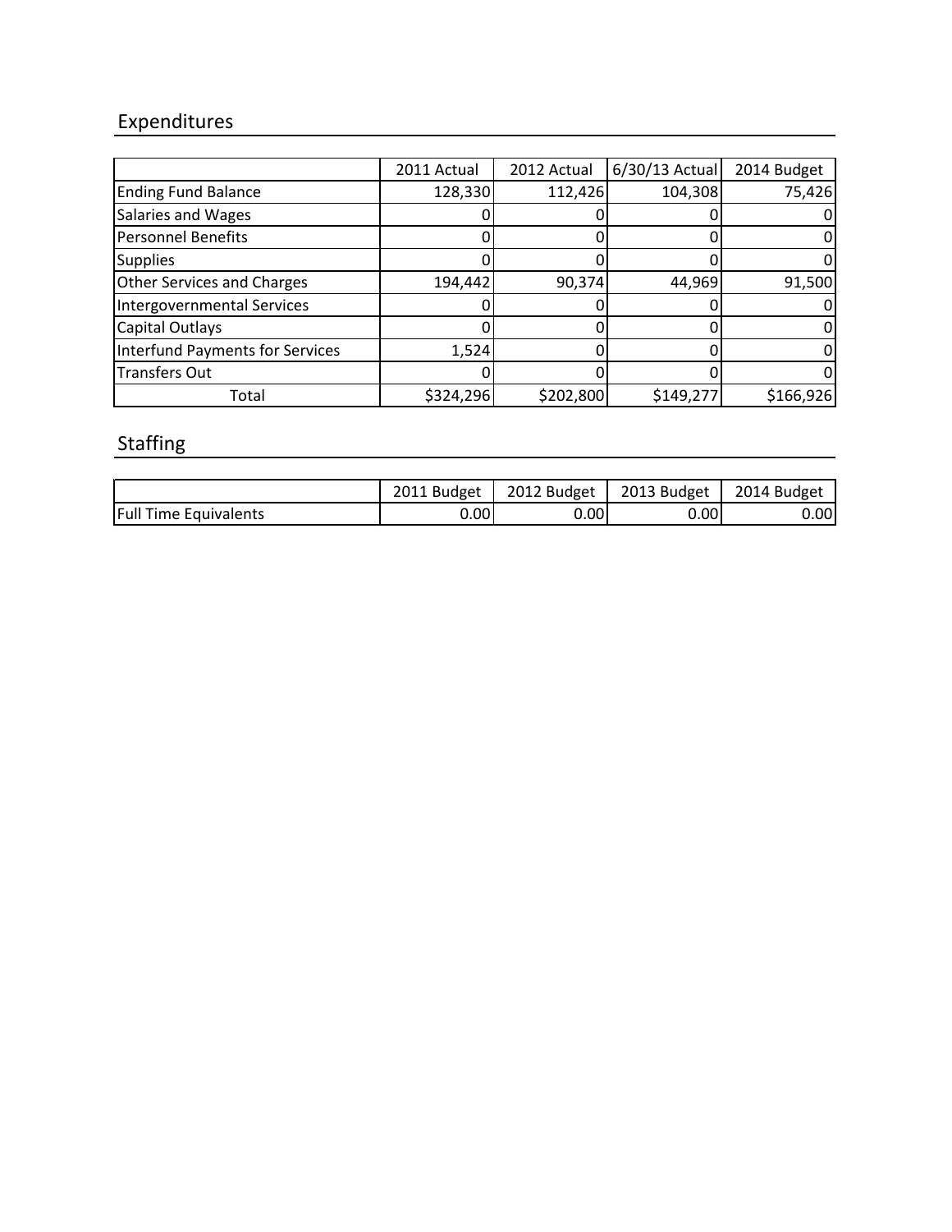## Expenditures

| | 2011 Actual | 2012 Actual | 6/30/13 Actual | 2014 Budget |
|---|---|---|---|---|
| Ending Fund Balance | 128,330 | 112,426 | 104,308 | 75,426 |
| Salaries and Wages | 0 | 0 | 0 | 0 |
| Personnel Benefits | 0 | 0 | 0 | 0 |
| Supplies | 0 | 0 | 0 | 0 |
| Other Services and Charges | 194,442 | 90,374 | 44,969 | 91,500 |
| Intergovernmental Services | 0 | 0 | 0 | 0 |
| Capital Outlays | 0 | 0 | 0 | 0 |
| Interfund Payments for Services | 1,524 | 0 | 0 | 0 |
| Transfers Out | 0 | 0 | 0 | 0 |
| Total | $324,296 | $202,800 | $149,277 | $166,926 |

## Staffing

| | 2011 Budget | 2012 Budget | 2013 Budget | 2014 Budget |
|---|---|---|---|---|
| Full Time Equivalents | 0.00 | 0.00 | 0.00 | 0.00 |